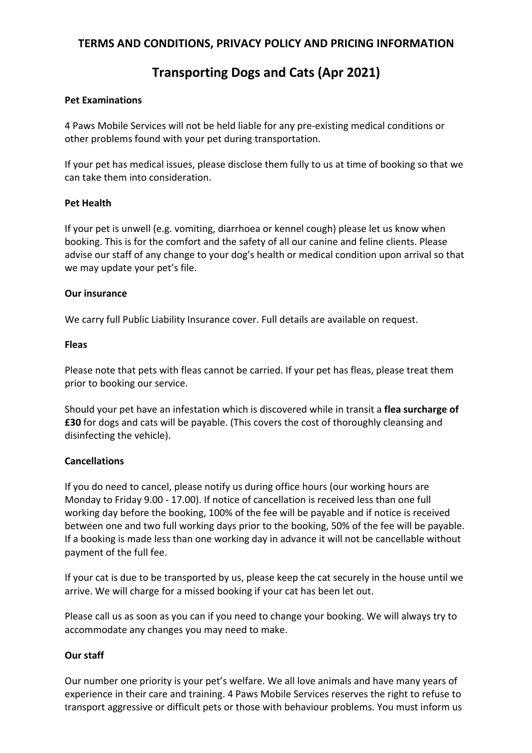# TERMS AND CONDITIONS, PRIVACY POLICY AND PRICING INFORMATION

## Transporting Dogs and Cats (Apr 2021)

**Pet Examinations**

4 Paws Mobile Services will not be held liable for any pre-existing medical conditions or other problems found with your pet during transportation.

If your pet has medical issues, please disclose them fully to us at time of booking so that we can take them into consideration.

**Pet Health**

If your pet is unwell (e.g. vomiting, diarrhoea or kennel cough) please let us know when booking. This is for the comfort and the safety of all our canine and feline clients. Please advise our staff of any change to your dog's health or medical condition upon arrival so that we may update your pet's file.

**Our insurance**

We carry full Public Liability Insurance cover. Full details are available on request.

**Fleas**

Please note that pets with fleas cannot be carried. If your pet has fleas, please treat them prior to booking our service.

Should your pet have an infestation which is discovered while in transit a **flea surcharge of £30** for dogs and cats will be payable. (This covers the cost of thoroughly cleansing and disinfecting the vehicle).

**Cancellations**

If you do need to cancel, please notify us during office hours (our working hours are Monday to Friday 9.00 - 17.00). If notice of cancellation is received less than one full working day before the booking, 100% of the fee will be payable and if notice is received between one and two full working days prior to the booking, 50% of the fee will be payable. If a booking is made less than one working day in advance it will not be cancellable without payment of the full fee.

If your cat is due to be transported by us, please keep the cat securely in the house until we arrive. We will charge for a missed booking if your cat has been let out.

Please call us as soon as you can if you need to change your booking. We will always try to accommodate any changes you may need to make.

**Our staff**

Our number one priority is your pet's welfare. We all love animals and have many years of experience in their care and training. 4 Paws Mobile Services reserves the right to refuse to transport aggressive or difficult pets or those with behaviour problems. You must inform us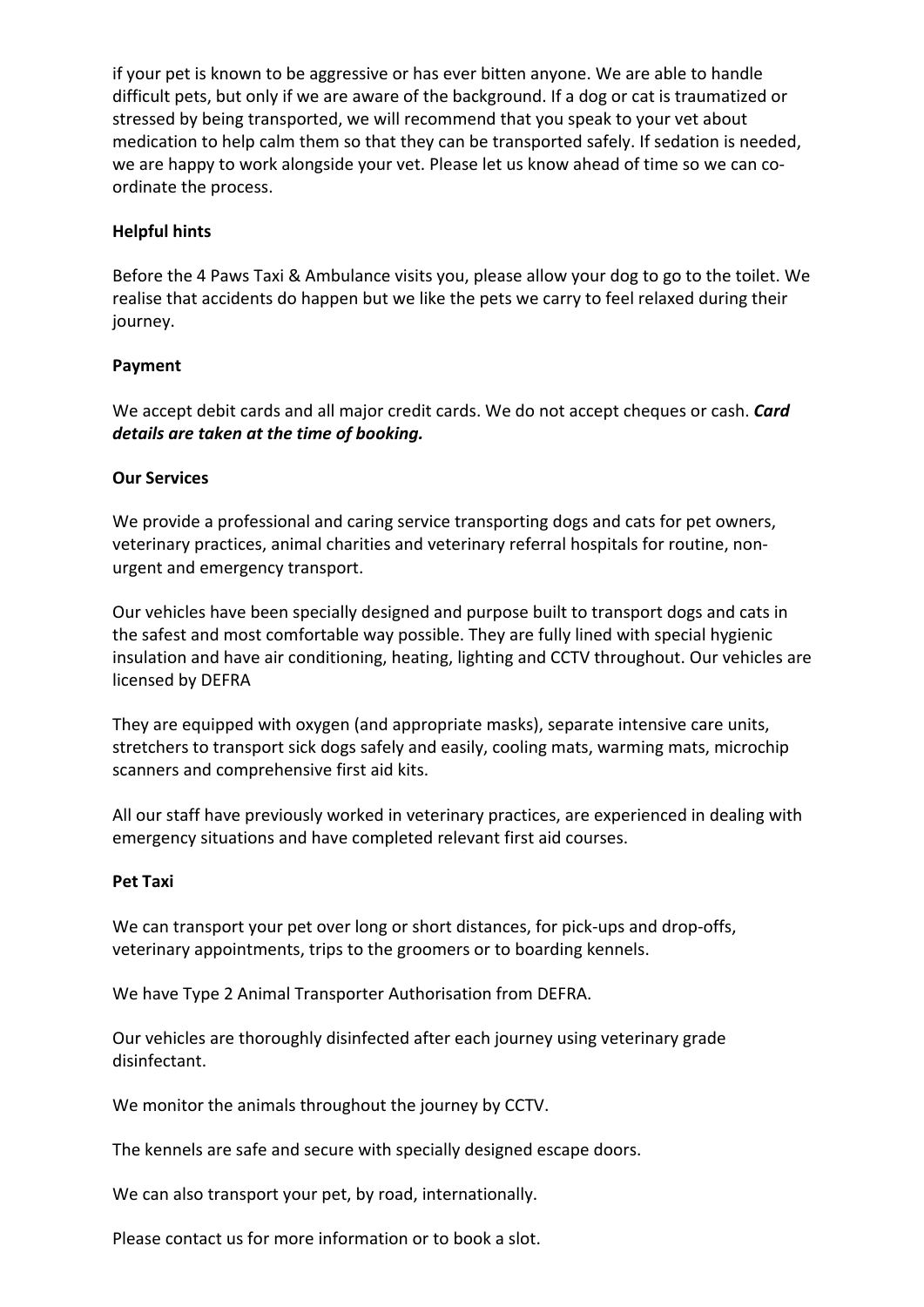if your pet is known to be aggressive or has ever bitten anyone. We are able to handle difficult pets, but only if we are aware of the background. If a dog or cat is traumatized or stressed by being transported, we will recommend that you speak to your vet about medication to help calm them so that they can be transported safely. If sedation is needed, we are happy to work alongside your vet. Please let us know ahead of time so we can co-ordinate the process.

**Helpful hints**

Before the 4 Paws Taxi & Ambulance visits you, please allow your dog to go to the toilet. We realise that accidents do happen but we like the pets we carry to feel relaxed during their journey.

**Payment**

We accept debit cards and all major credit cards. We do not accept cheques or cash. ***Card details are taken at the time of booking.***

**Our Services**

We provide a professional and caring service transporting dogs and cats for pet owners, veterinary practices, animal charities and veterinary referral hospitals for routine, non-urgent and emergency transport.

Our vehicles have been specially designed and purpose built to transport dogs and cats in the safest and most comfortable way possible. They are fully lined with special hygienic insulation and have air conditioning, heating, lighting and CCTV throughout. Our vehicles are licensed by DEFRA

They are equipped with oxygen (and appropriate masks), separate intensive care units, stretchers to transport sick dogs safely and easily, cooling mats, warming mats, microchip scanners and comprehensive first aid kits.

All our staff have previously worked in veterinary practices, are experienced in dealing with emergency situations and have completed relevant first aid courses.

**Pet Taxi**

We can transport your pet over long or short distances, for pick-ups and drop-offs, veterinary appointments, trips to the groomers or to boarding kennels.

We have Type 2 Animal Transporter Authorisation from DEFRA.

Our vehicles are thoroughly disinfected after each journey using veterinary grade disinfectant.

We monitor the animals throughout the journey by CCTV.

The kennels are safe and secure with specially designed escape doors.

We can also transport your pet, by road, internationally.

Please contact us for more information or to book a slot.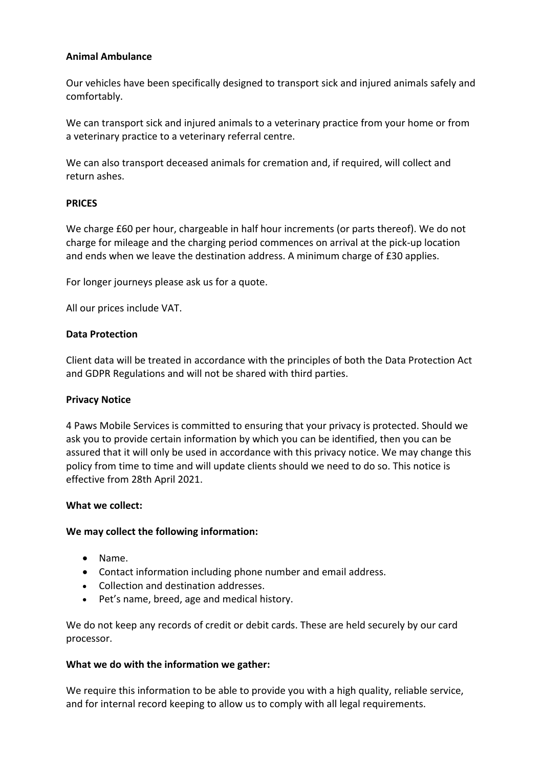**Animal Ambulance**

Our vehicles have been specifically designed to transport sick and injured animals safely and comfortably.

We can transport sick and injured animals to a veterinary practice from your home or from a veterinary practice to a veterinary referral centre.

We can also transport deceased animals for cremation and, if required, will collect and return ashes.

**PRICES**

We charge £60 per hour, chargeable in half hour increments (or parts thereof). We do not charge for mileage and the charging period commences on arrival at the pick-up location and ends when we leave the destination address. A minimum charge of £30 applies.

For longer journeys please ask us for a quote.

All our prices include VAT.

**Data Protection**

Client data will be treated in accordance with the principles of both the Data Protection Act and GDPR Regulations and will not be shared with third parties.

**Privacy Notice**

4 Paws Mobile Services is committed to ensuring that your privacy is protected. Should we ask you to provide certain information by which you can be identified, then you can be assured that it will only be used in accordance with this privacy notice. We may change this policy from time to time and will update clients should we need to do so. This notice is effective from 28th April 2021.

**What we collect:**

**We may collect the following information:**

- Name.
- Contact information including phone number and email address.
- Collection and destination addresses.
- Pet's name, breed, age and medical history.

We do not keep any records of credit or debit cards. These are held securely by our card processor.

**What we do with the information we gather:**

We require this information to be able to provide you with a high quality, reliable service, and for internal record keeping to allow us to comply with all legal requirements.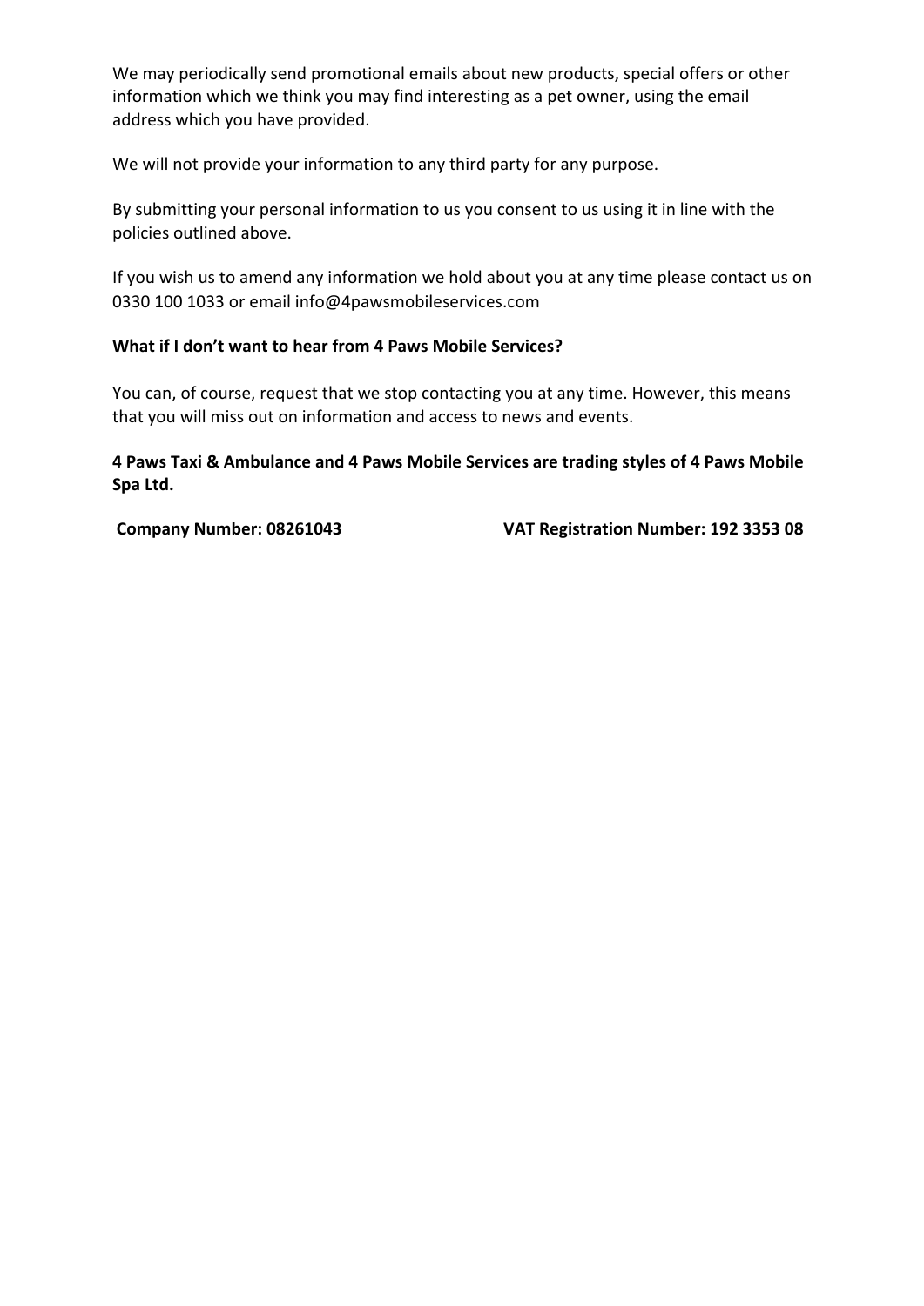We may periodically send promotional emails about new products, special offers or other information which we think you may find interesting as a pet owner, using the email address which you have provided.

We will not provide your information to any third party for any purpose.

By submitting your personal information to us you consent to us using it in line with the policies outlined above.

If you wish us to amend any information we hold about you at any time please contact us on 0330 100 1033 or email info@4pawsmobileservices.com

**What if I don't want to hear from 4 Paws Mobile Services?**

You can, of course, request that we stop contacting you at any time. However, this means that you will miss out on information and access to news and events.

**4 Paws Taxi & Ambulance and 4 Paws Mobile Services are trading styles of 4 Paws Mobile Spa Ltd.**

**Company Number: 08261043** **VAT Registration Number: 192 3353 08**